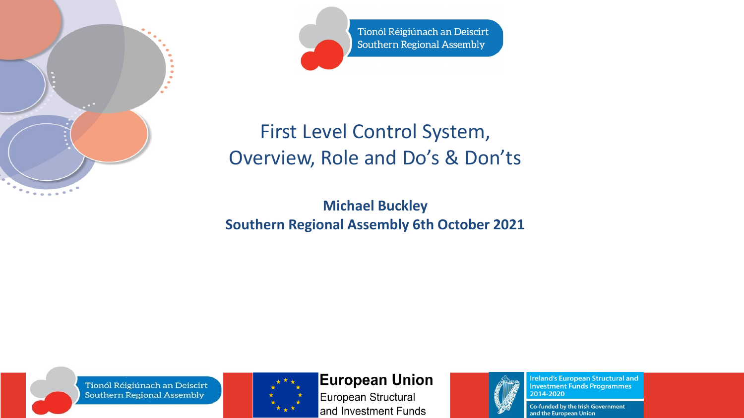Tionól Réigiúnach an Deiscirt
Southern Regional Assembly

# First Level Control System, Overview, Role and Do's & Don'ts

**Michael Buckley**
**Southern Regional Assembly 6th October 2021**

Tionól Réigiúnach an Deiscirt
Southern Regional Assembly

**European Union**
European Structural and Investment Funds

Ireland's European Structural and Investment Funds Programmes 2014-2020

Co-funded by the Irish Government and the European Union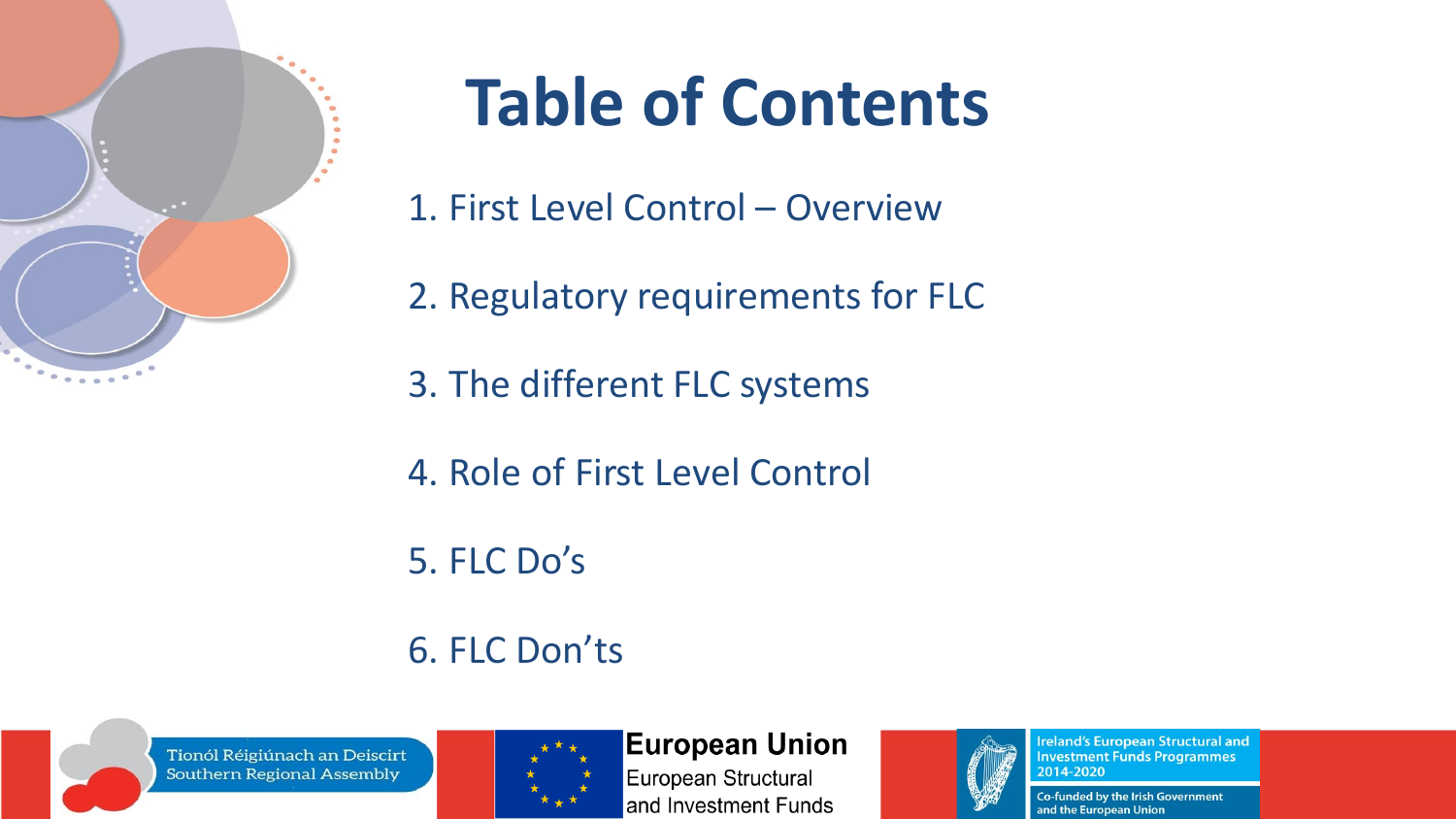# Table of Contents

1. First Level Control – Overview
2. Regulatory requirements for FLC
3. The different FLC systems
4. Role of First Level Control
5. FLC Do's
6. FLC Don'ts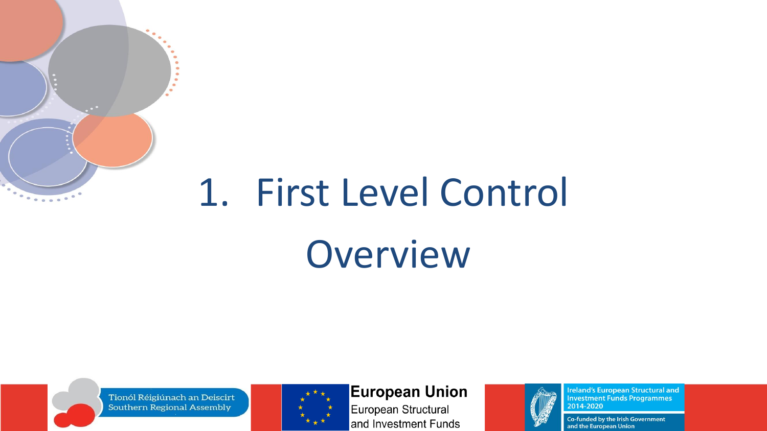# 1. First Level Control Overview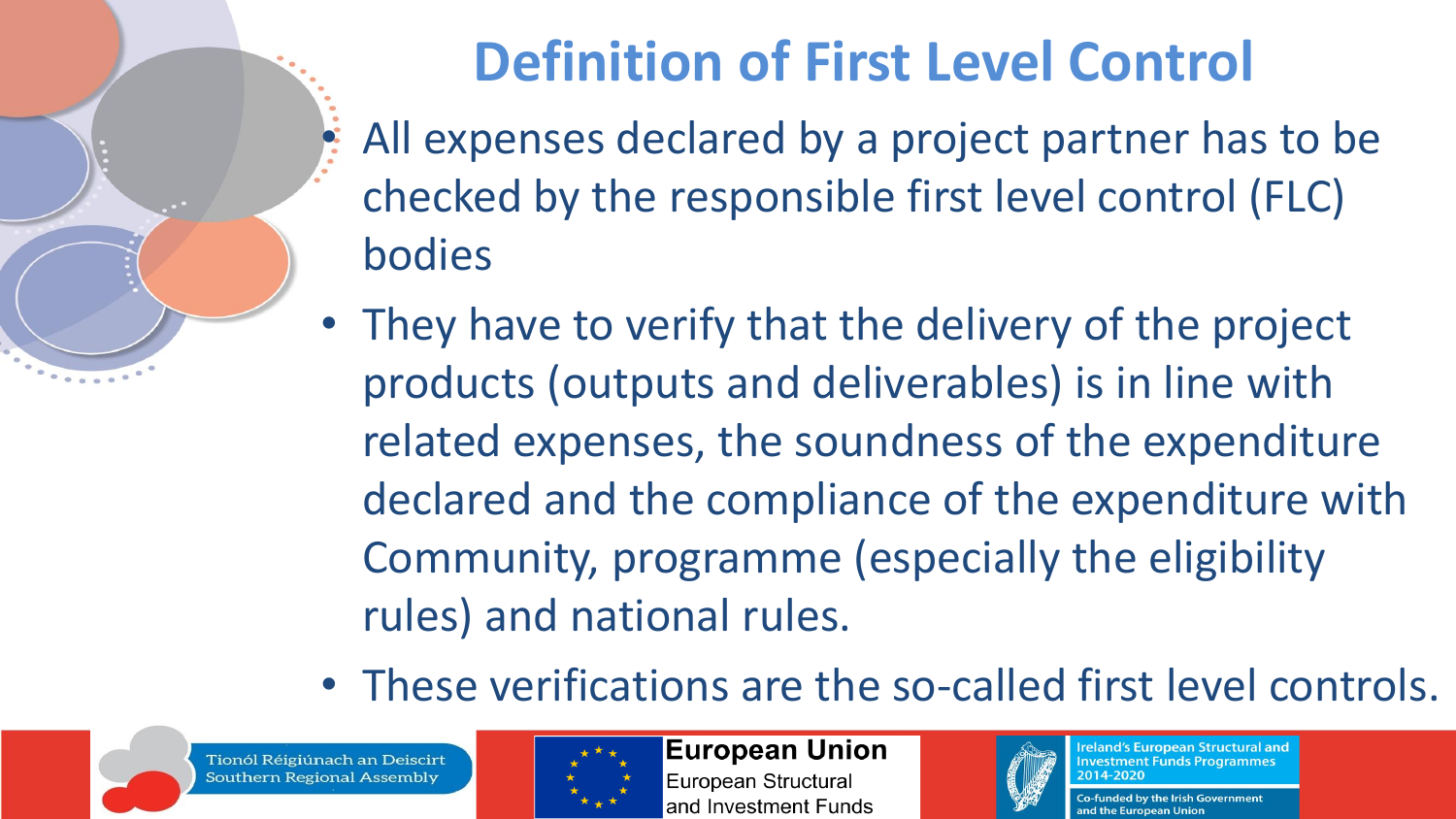# Definition of First Level Control

- All expenses declared by a project partner has to be checked by the responsible first level control (FLC) bodies
- They have to verify that the delivery of the project products (outputs and deliverables) is in line with related expenses, the soundness of the expenditure declared and the compliance of the expenditure with Community, programme (especially the eligibility rules) and national rules.
- These verifications are the so-called first level controls.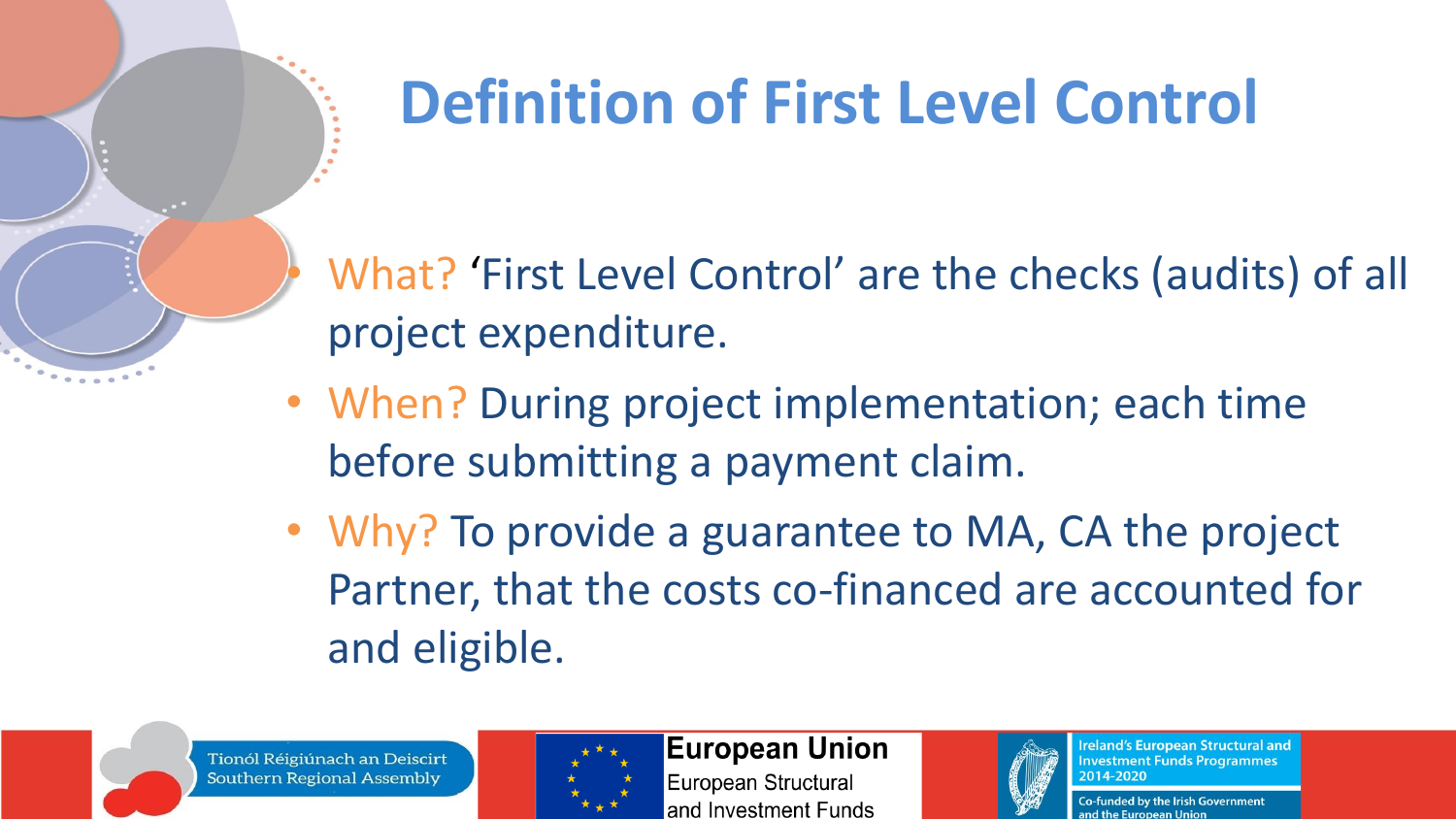# Definition of First Level Control

- What? 'First Level Control' are the checks (audits) of all project expenditure.
- When? During project implementation; each time before submitting a payment claim.
- Why? To provide a guarantee to MA, CA the project Partner, that the costs co-financed are accounted for and eligible.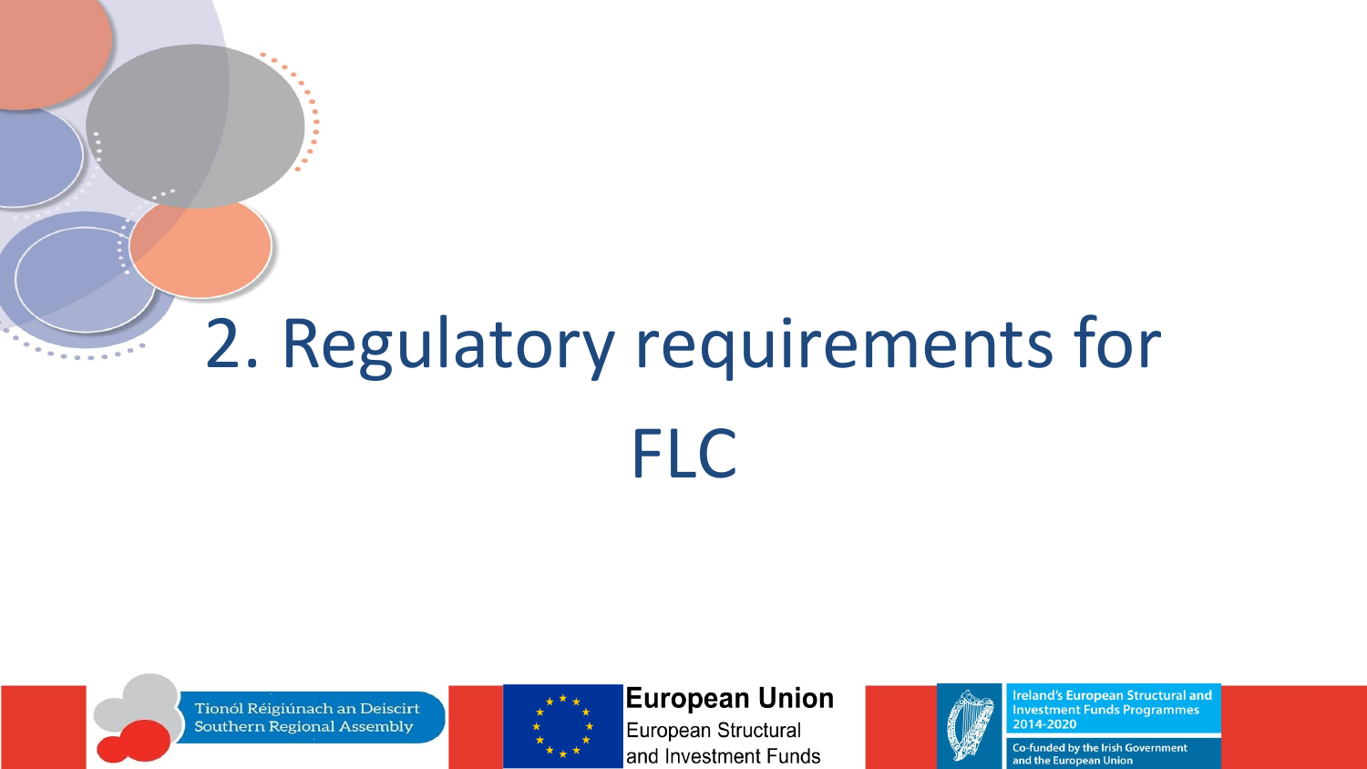# 2. Regulatory requirements for FLC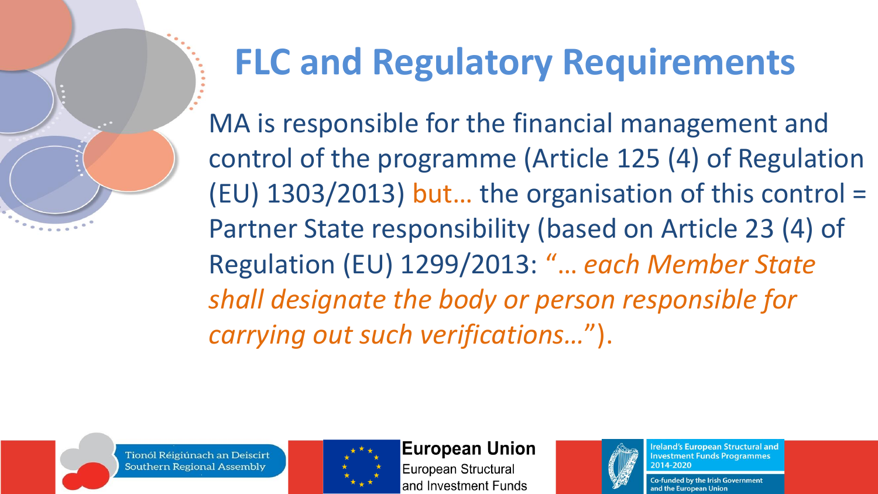# FLC and Regulatory Requirements

MA is responsible for the financial management and control of the programme (Article 125 (4) of Regulation (EU) 1303/2013) but… the organisation of this control = Partner State responsibility (based on Article 23 (4) of Regulation (EU) 1299/2013: *"… each Member State shall designate the body or person responsible for carrying out such verifications…"*).

Tionól Réigiúnach an Deiscirt
Southern Regional Assembly

**European Union**
European Structural and Investment Funds

Ireland's European Structural and Investment Funds Programmes 2014-2020
Co-funded by the Irish Government and the European Union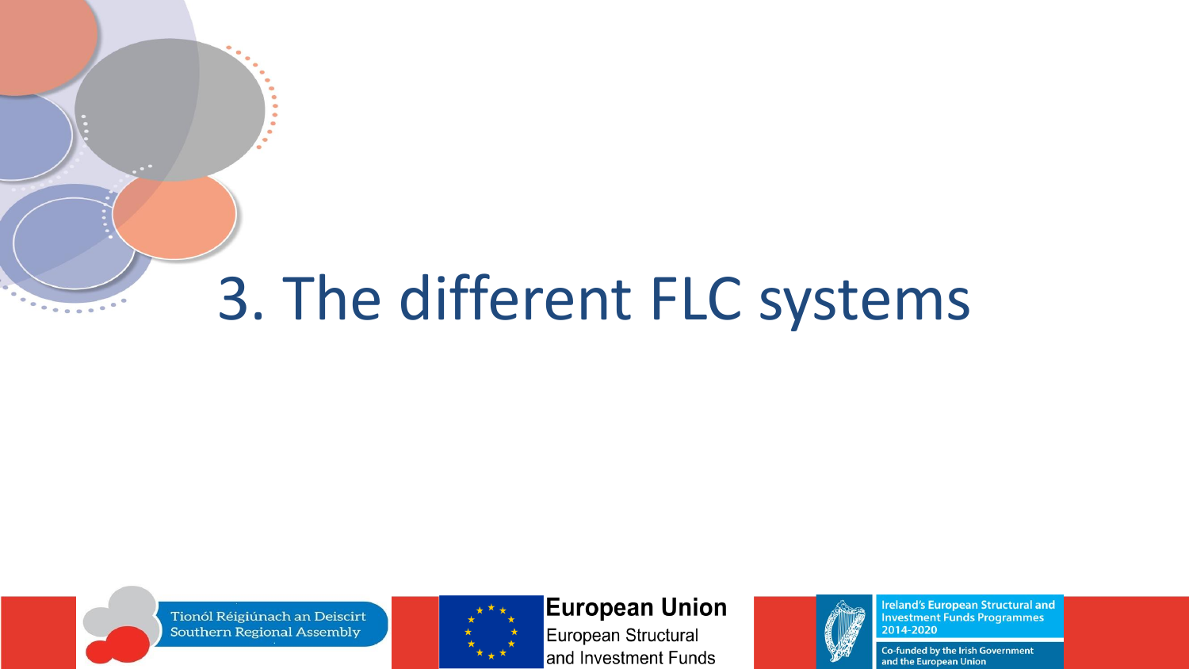# 3. The different FLC systems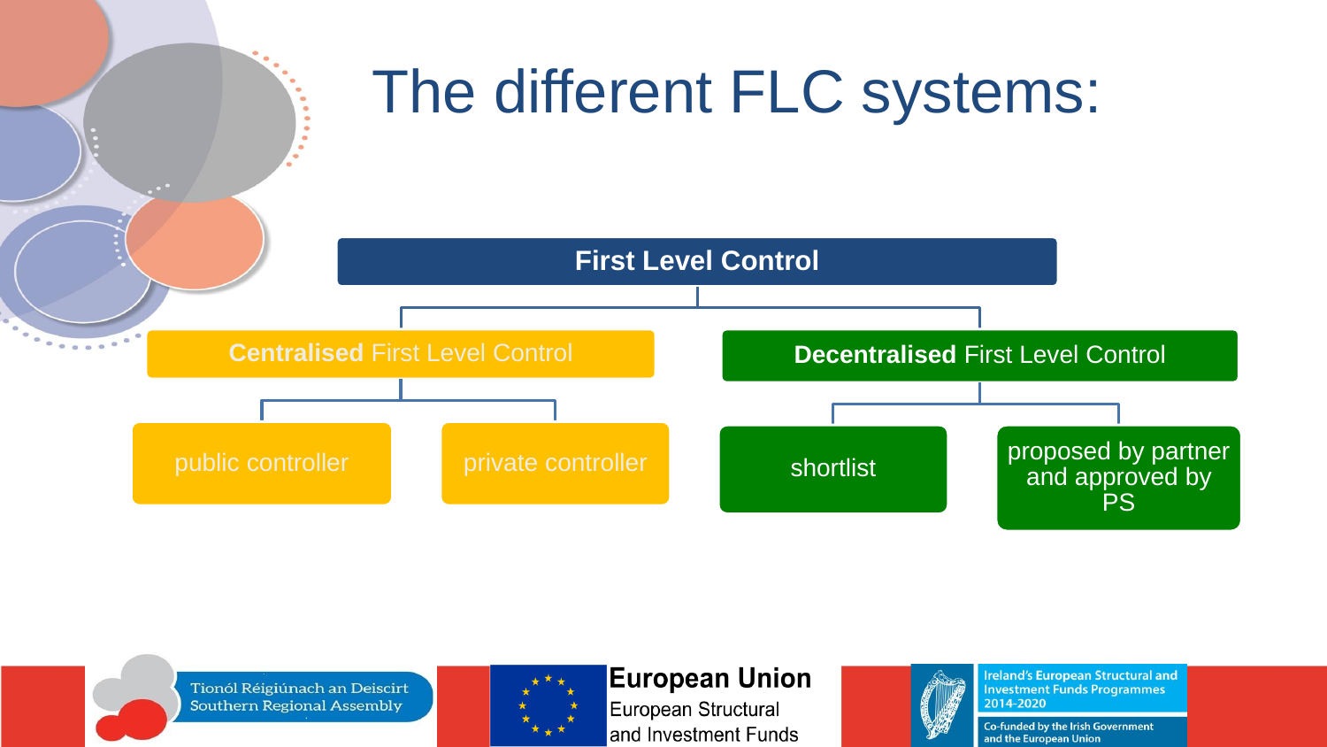# The different FLC systems:

- **First Level Control**
  - **Centralised** First Level Control
    - public controller
    - private controller
  - **Decentralised** First Level Control
    - shortlist
    - proposed by partner and approved by PS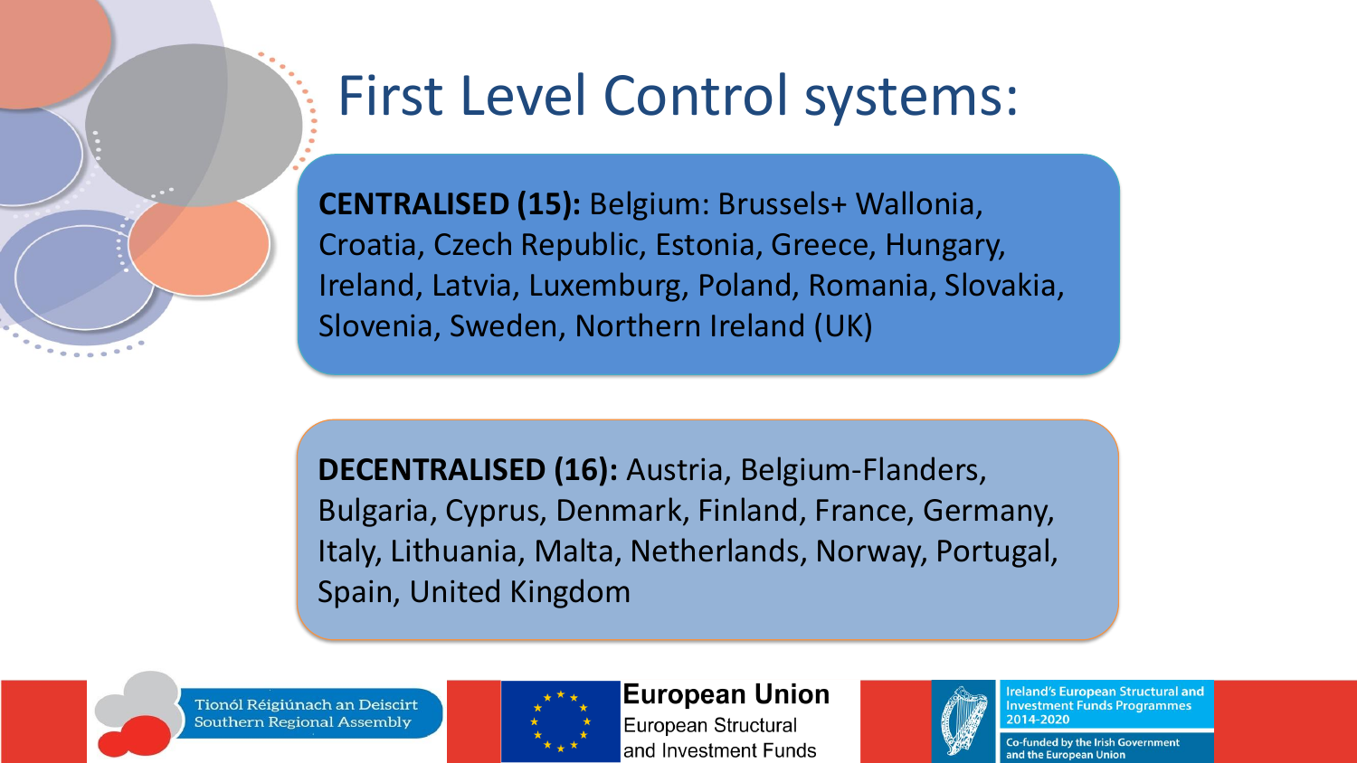# First Level Control systems:

**CENTRALISED (15):** Belgium: Brussels+ Wallonia, Croatia, Czech Republic, Estonia, Greece, Hungary, Ireland, Latvia, Luxemburg, Poland, Romania, Slovakia, Slovenia, Sweden, Northern Ireland (UK)

**DECENTRALISED (16):** Austria, Belgium-Flanders, Bulgaria, Cyprus, Denmark, Finland, France, Germany, Italy, Lithuania, Malta, Netherlands, Norway, Portugal, Spain, United Kingdom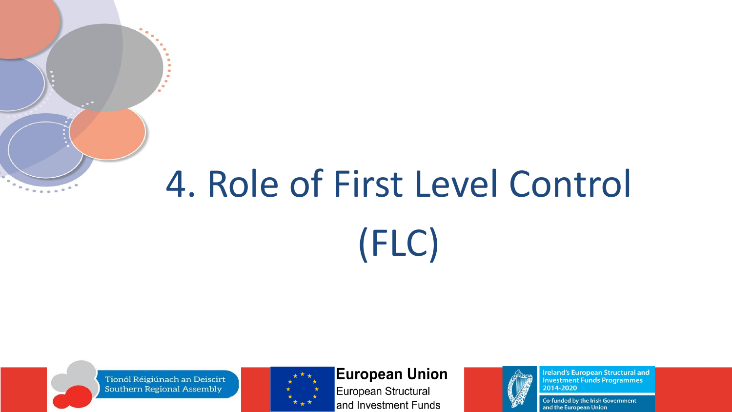# 4. Role of First Level Control (FLC)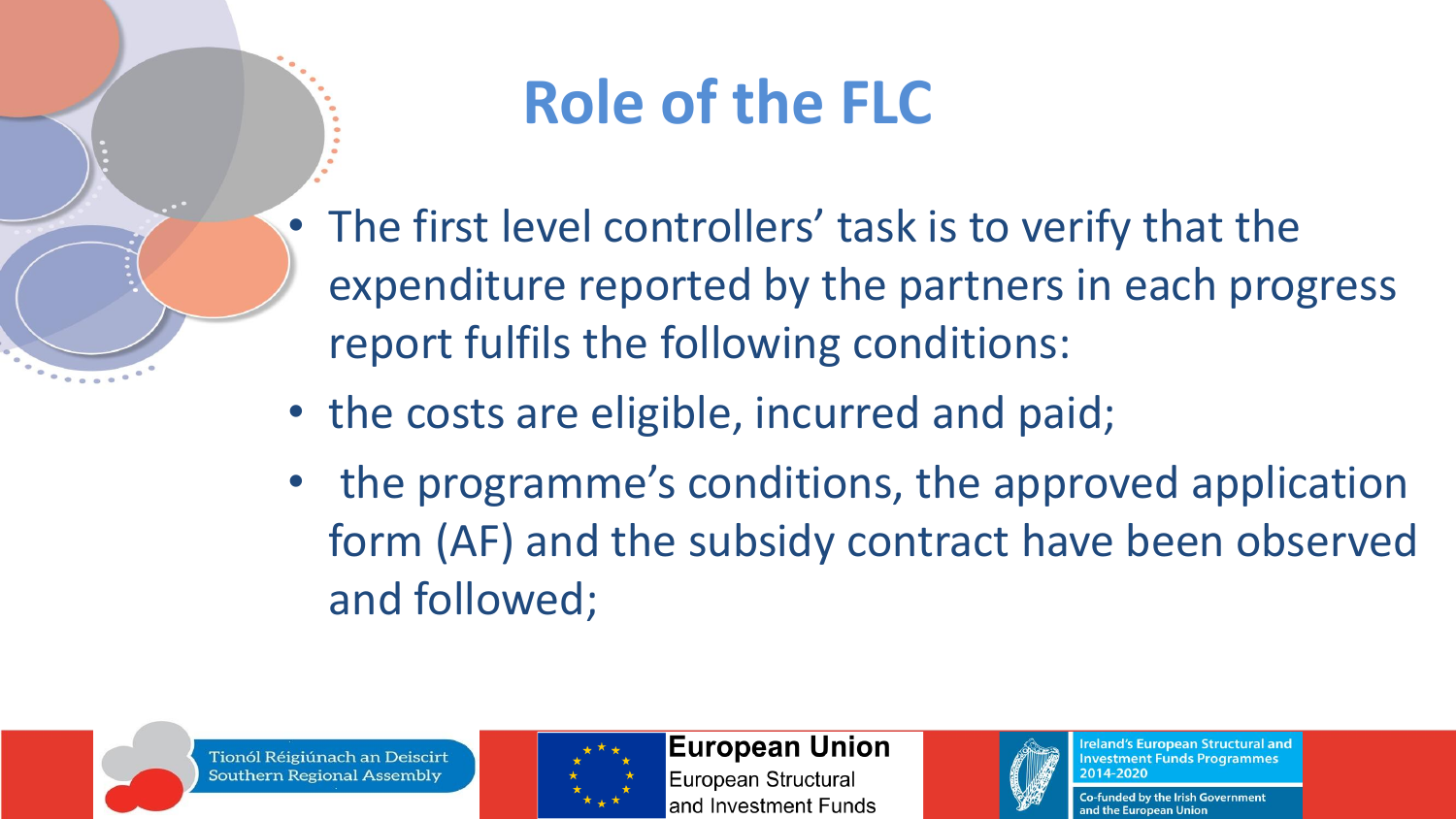# Role of the FLC

- The first level controllers' task is to verify that the expenditure reported by the partners in each progress report fulfils the following conditions:
- the costs are eligible, incurred and paid;
- the programme's conditions, the approved application form (AF) and the subsidy contract have been observed and followed;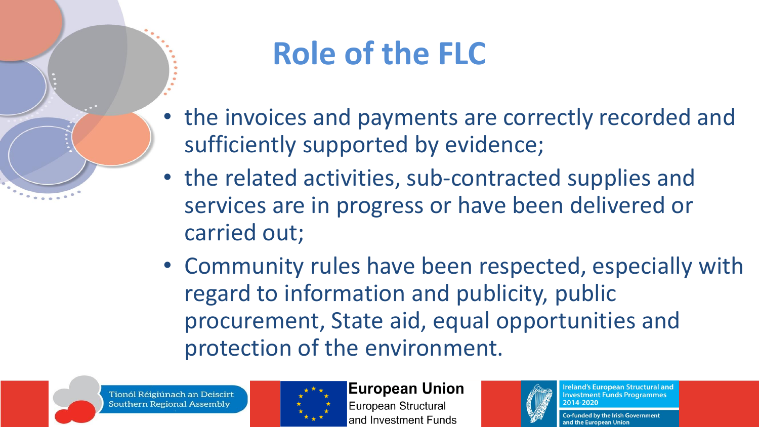# Role of the FLC

- the invoices and payments are correctly recorded and sufficiently supported by evidence;
- the related activities, sub-contracted supplies and services are in progress or have been delivered or carried out;
- Community rules have been respected, especially with regard to information and publicity, public procurement, State aid, equal opportunities and protection of the environment.

Tionól Réigiúnach an Deiscirt
Southern Regional Assembly

**European Union**
European Structural and Investment Funds

Ireland's European Structural and Investment Funds Programmes 2014-2020

Co-funded by the Irish Government and the European Union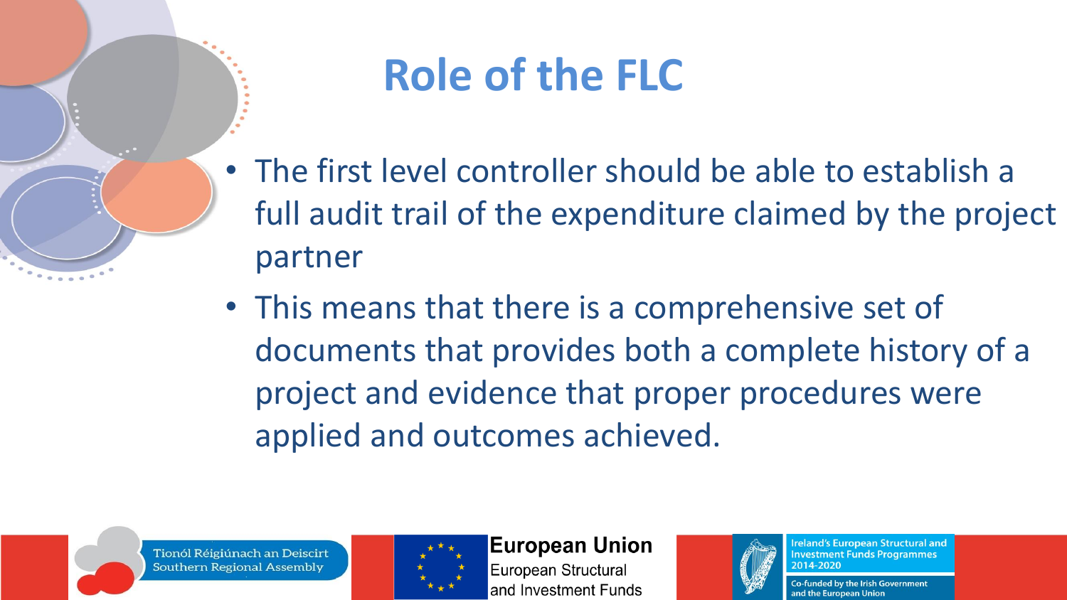# Role of the FLC

- The first level controller should be able to establish a full audit trail of the expenditure claimed by the project partner
- This means that there is a comprehensive set of documents that provides both a complete history of a project and evidence that proper procedures were applied and outcomes achieved.

Tionól Réigiúnach an Deiscirt
Southern Regional Assembly

European Union
European Structural and Investment Funds

Ireland's European Structural and Investment Funds Programmes 2014-2020
Co-funded by the Irish Government and the European Union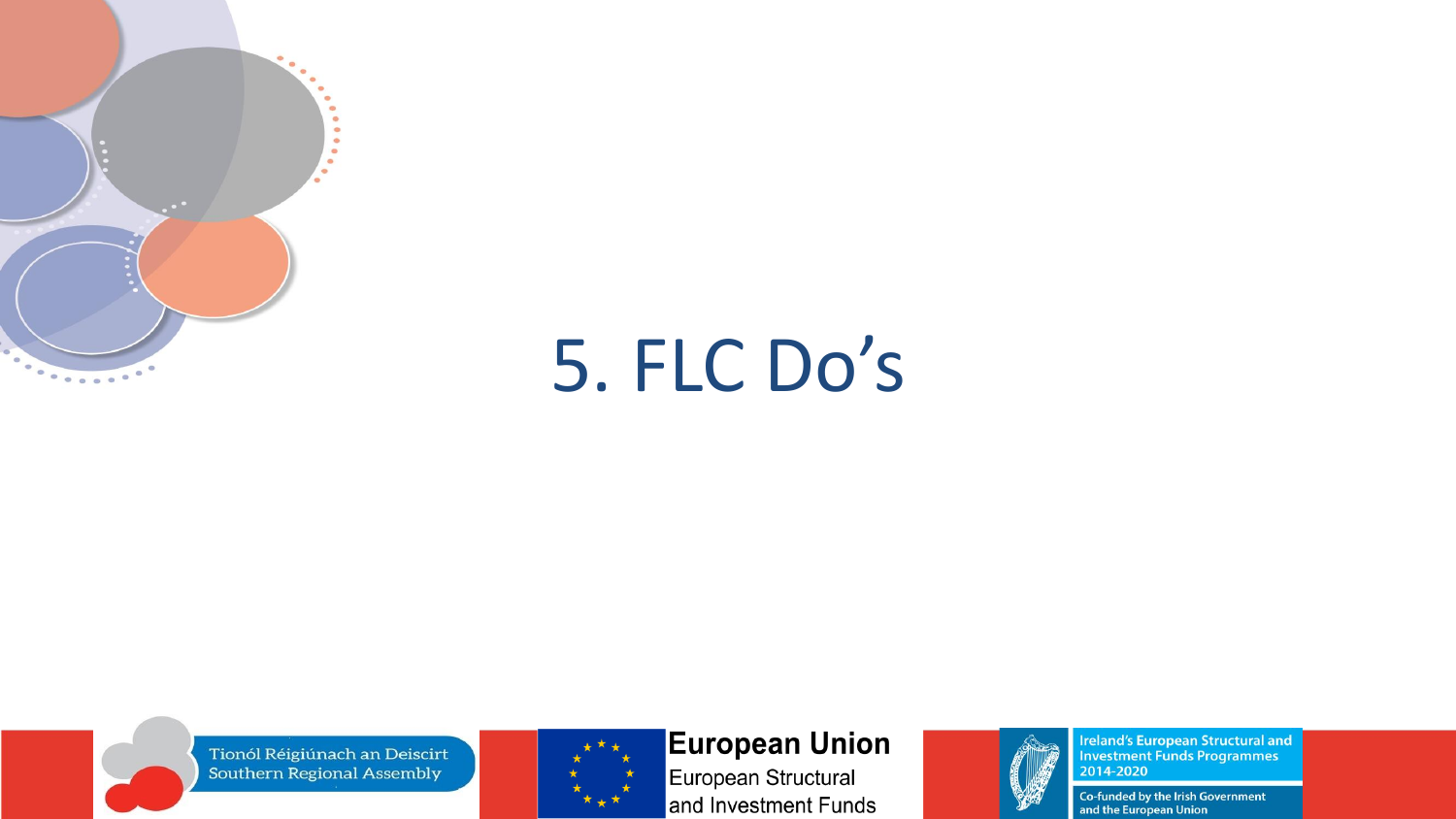# 5. FLC Do's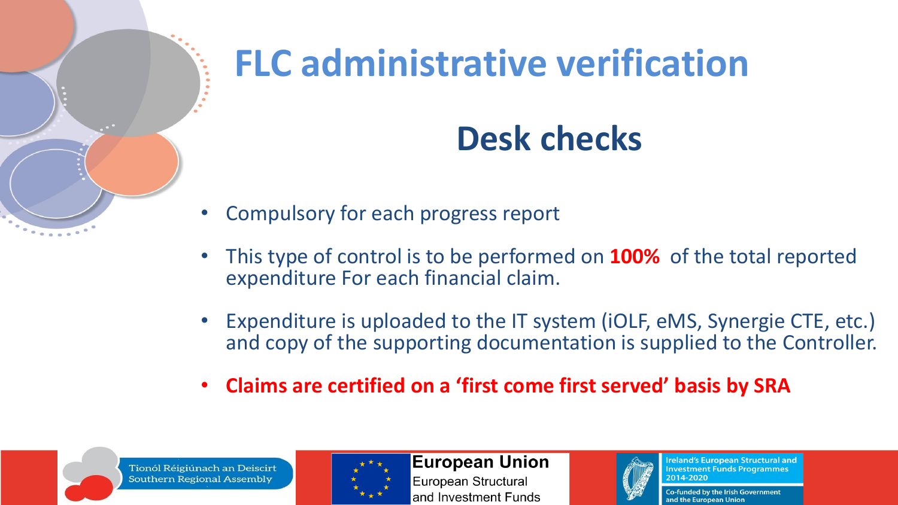# FLC administrative verification

## Desk checks

- Compulsory for each progress report
- This type of control is to be performed on **100%** of the total reported expenditure For each financial claim.
- Expenditure is uploaded to the IT system (iOLF, eMS, Synergie CTE, etc.) and copy of the supporting documentation is supplied to the Controller.
- **Claims are certified on a 'first come first served' basis by SRA**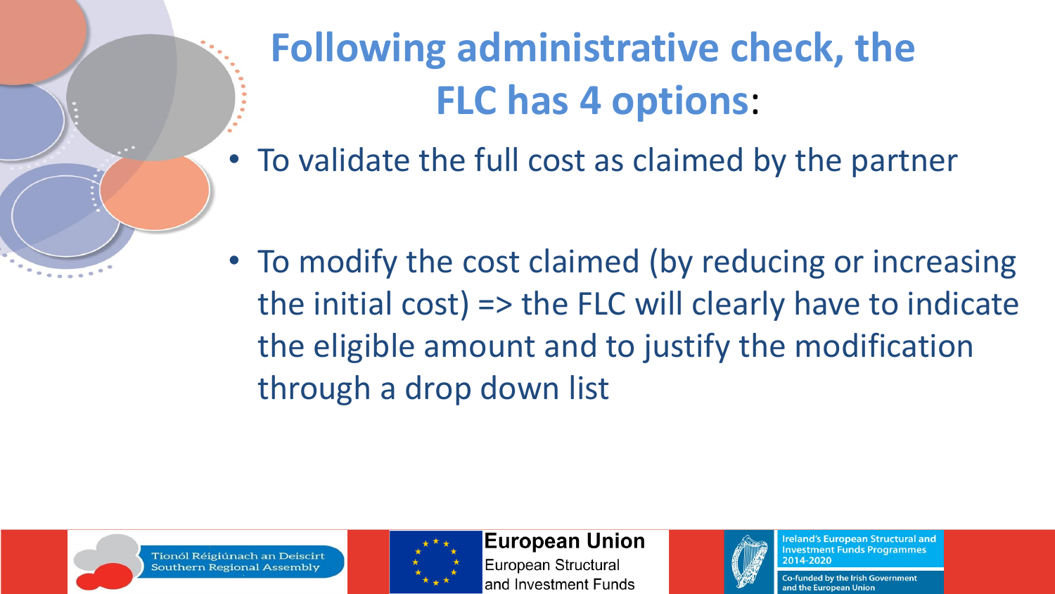# Following administrative check, the FLC has 4 options:

- To validate the full cost as claimed by the partner
- To modify the cost claimed (by reducing or increasing the initial cost) => the FLC will clearly have to indicate the eligible amount and to justify the modification through a drop down list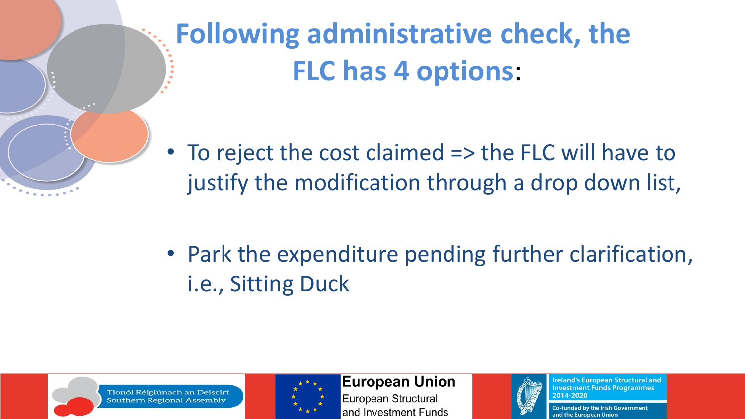# Following administrative check, the FLC has 4 options:

- To reject the cost claimed => the FLC will have to justify the modification through a drop down list,

- Park the expenditure pending further clarification, i.e., Sitting Duck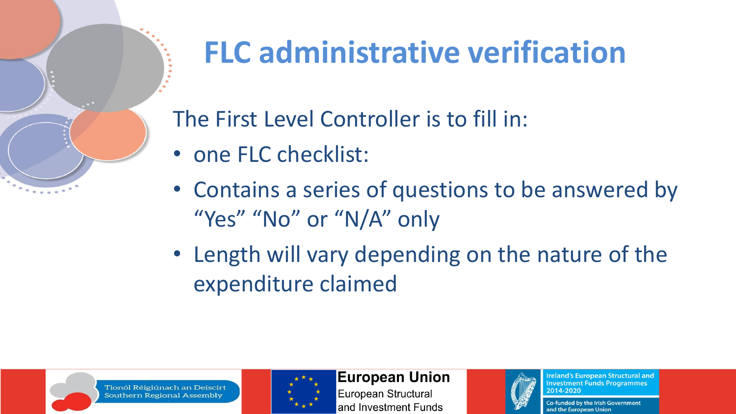# FLC administrative verification

The First Level Controller is to fill in:

- one FLC checklist:
- Contains a series of questions to be answered by "Yes" "No" or "N/A" only
- Length will vary depending on the nature of the expenditure claimed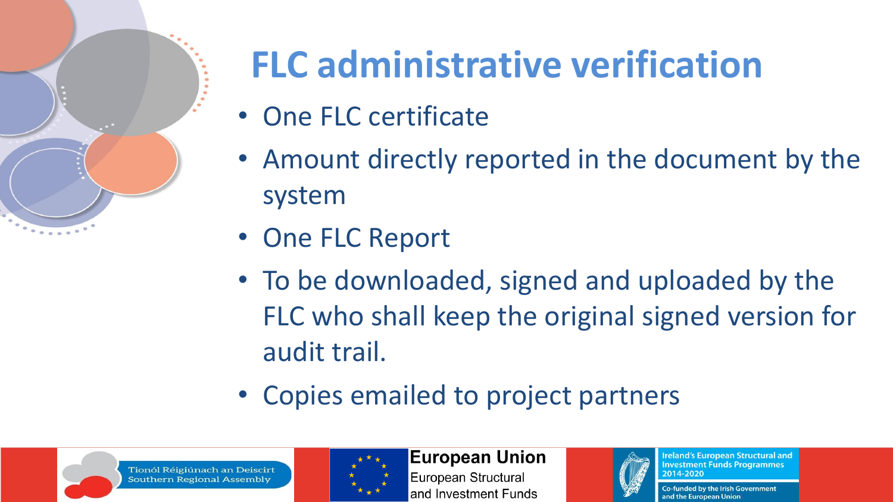# FLC administrative verification

- One FLC certificate
- Amount directly reported in the document by the system
- One FLC Report
- To be downloaded, signed and uploaded by the FLC who shall keep the original signed version for audit trail.
- Copies emailed to project partners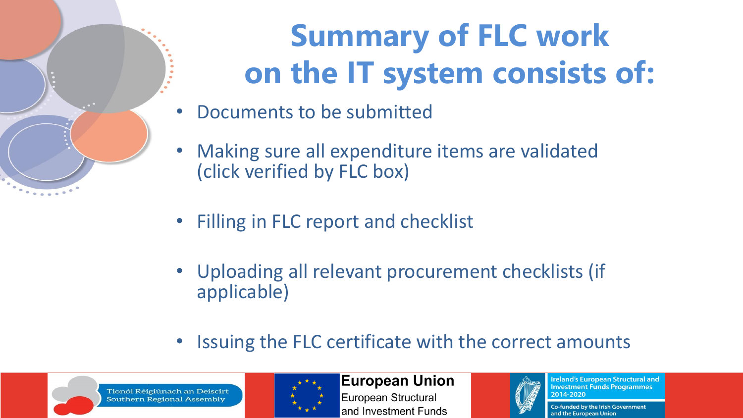# Summary of FLC work on the IT system consists of:

- Documents to be submitted
- Making sure all expenditure items are validated (click verified by FLC box)
- Filling in FLC report and checklist
- Uploading all relevant procurement checklists (if applicable)
- Issuing the FLC certificate with the correct amounts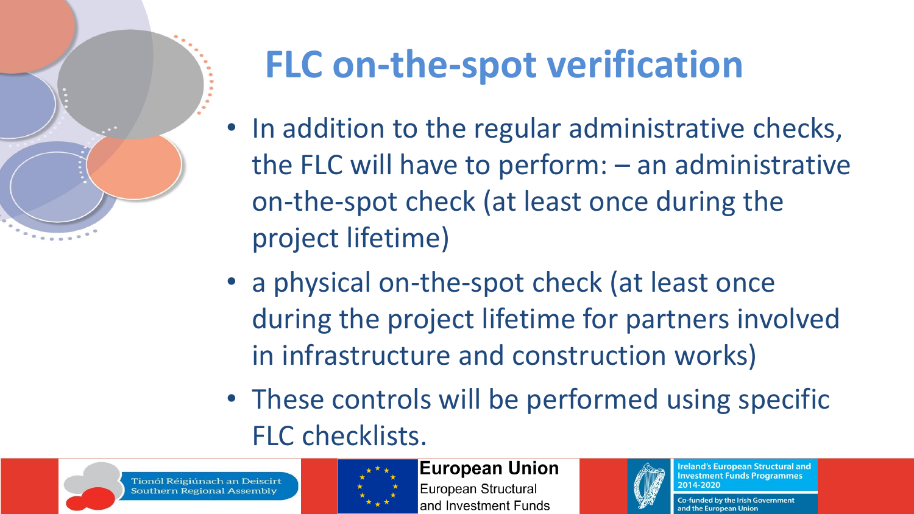# FLC on-the-spot verification

- In addition to the regular administrative checks, the FLC will have to perform: – an administrative on-the-spot check (at least once during the project lifetime)
- a physical on-the-spot check (at least once during the project lifetime for partners involved in infrastructure and construction works)
- These controls will be performed using specific FLC checklists.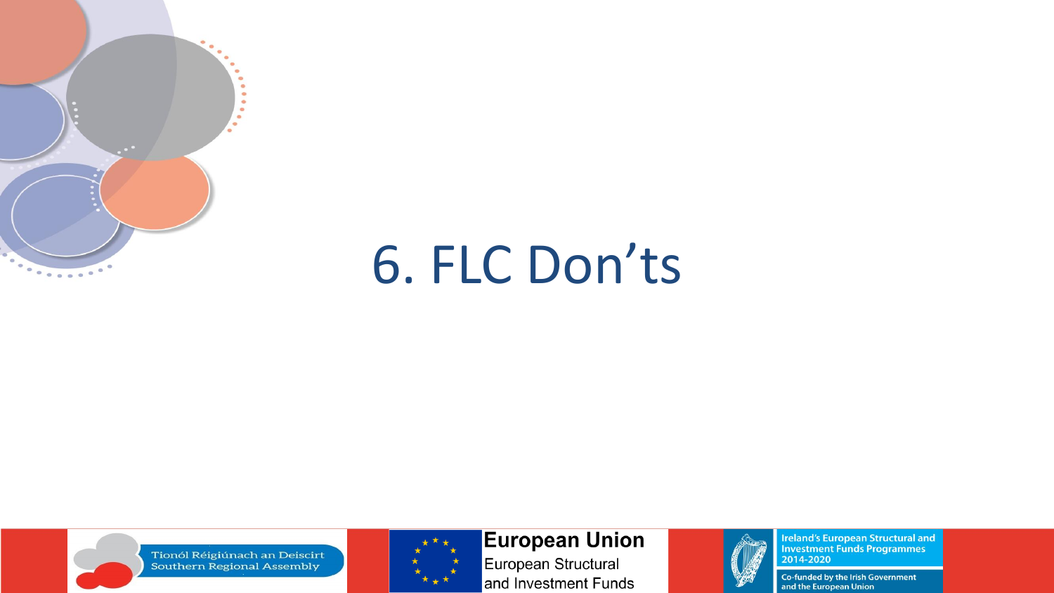# 6. FLC Don'ts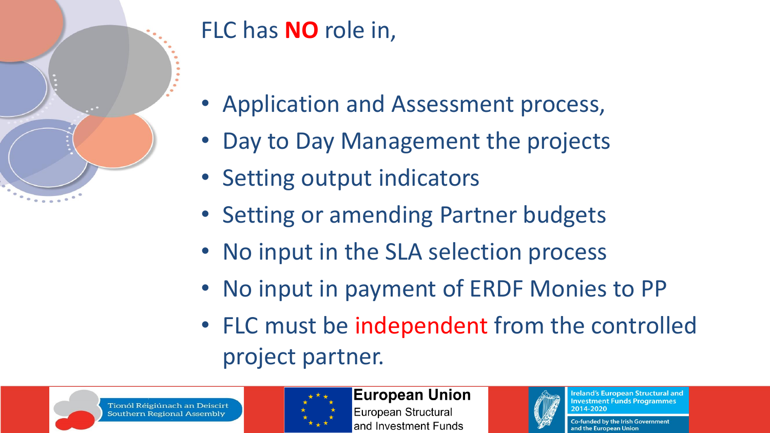# FLC has **NO** role in,

- Application and Assessment process,
- Day to Day Management the projects
- Setting output indicators
- Setting or amending Partner budgets
- No input in the SLA selection process
- No input in payment of ERDF Monies to PP
- FLC must be independent from the controlled project partner.

Tionól Réigiúnach an Deiscirt
Southern Regional Assembly

European Union
European Structural and Investment Funds

Ireland's European Structural and Investment Funds Programmes 2014-2020
Co-funded by the Irish Government and the European Union